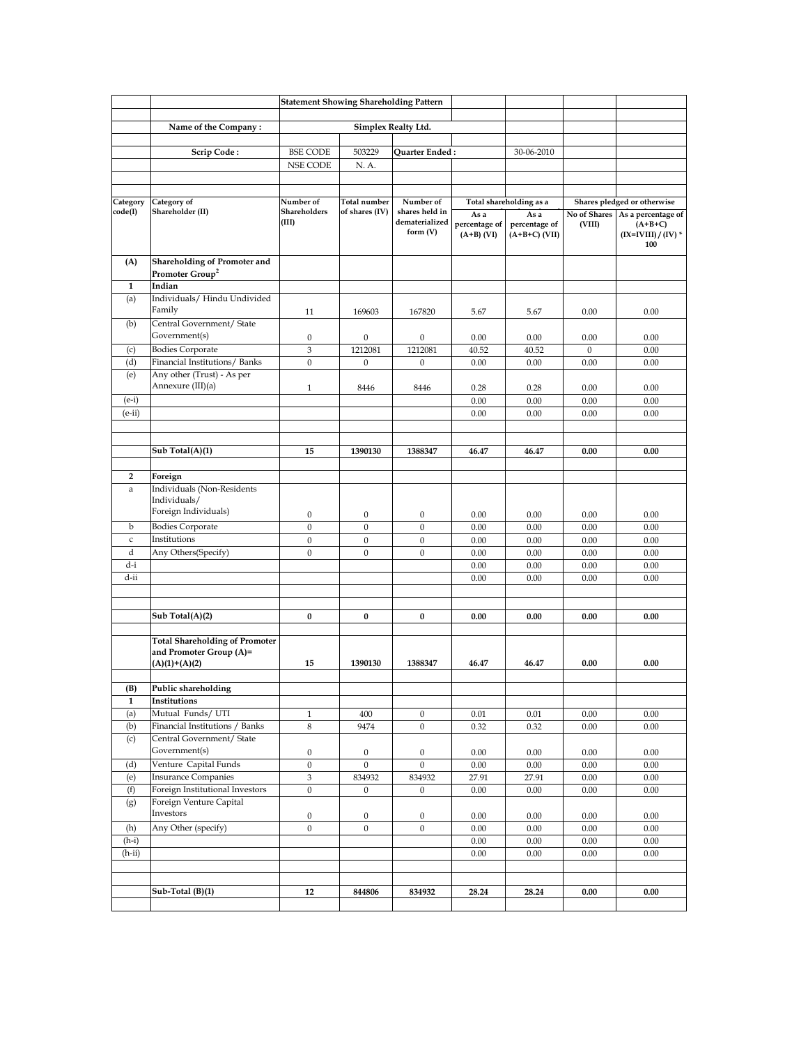## Statement Showing Shareholding Pattern

| | | | | | | | | |
|---|---|---|---|---|---|---|---|---|
| | **Name of the Company :** | **Simplex Realty Ltd.** | | | | | | |
| | **Scrip Code :** | BSE CODE | 503229 | **Quarter Ended :** | | 30-06-2010 | | |
| | | NSE CODE | N. A. | | | | | |

| Category code(I) | Category of Shareholder (II) | Number of Shareholders (III) | Total number of shares (IV) | Number of shares held in dematerialized form (V) | Total shareholding as a percentage of total number of shares | | Shares pledged or otherwise encumbered | |
|---|---|---|---|---|---|---|---|---|
| | | | | | As a percentage of (A+B) (VI) | As a percentage of (A+B+C) (VII) | No of Shares (VIII) | As a percentage of (A+B+C) (IX=IVIII) / (IV) * 100 |
| **(A)** | **Shareholding of Promoter and Promoter Group[2]** | | | | | | | |
| **1** | **Indian** | | | | | | | |
| (a) | Individuals/ Hindu Undivided Family | 11 | 169603 | 167820 | 5.67 | 5.67 | 0.00 | 0.00 |
| (b) | Central Government/ State Government(s) | 0 | 0 | 0 | 0.00 | 0.00 | 0.00 | 0.00 |
| (c) | Bodies Corporate | 3 | 1212081 | 1212081 | 40.52 | 40.52 | 0 | 0.00 |
| (d) | Financial Institutions/ Banks | 0 | 0 | 0 | 0.00 | 0.00 | 0.00 | 0.00 |
| (e) | Any other (Trust) - As per Annexure (III)(a) | 1 | 8446 | 8446 | 0.28 | 0.28 | 0.00 | 0.00 |
| (e-i) | | | | | 0.00 | 0.00 | 0.00 | 0.00 |
| (e-ii) | | | | | 0.00 | 0.00 | 0.00 | 0.00 |
| | **Sub Total(A)(1)** | **15** | **1390130** | **1388347** | **46.47** | **46.47** | **0.00** | **0.00** |
| **2** | **Foreign** | | | | | | | |
| a | Individuals (Non-Residents Individuals/ Foreign Individuals) | 0 | 0 | 0 | 0.00 | 0.00 | 0.00 | 0.00 |
| b | Bodies Corporate | 0 | 0 | 0 | 0.00 | 0.00 | 0.00 | 0.00 |
| c | Institutions | 0 | 0 | 0 | 0.00 | 0.00 | 0.00 | 0.00 |
| d | Any Others(Specify) | 0 | 0 | 0 | 0.00 | 0.00 | 0.00 | 0.00 |
| d-i | | | | | 0.00 | 0.00 | 0.00 | 0.00 |
| d-ii | | | | | 0.00 | 0.00 | 0.00 | 0.00 |
| | **Sub Total(A)(2)** | **0** | **0** | **0** | **0.00** | **0.00** | **0.00** | **0.00** |
| | **Total Shareholding of Promoter and Promoter Group (A)= (A)(1)+(A)(2)** | **15** | **1390130** | **1388347** | **46.47** | **46.47** | **0.00** | **0.00** |
| **(B)** | **Public shareholding** | | | | | | | |
| **1** | **Institutions** | | | | | | | |
| (a) | Mutual Funds/ UTI | 1 | 400 | 0 | 0.01 | 0.01 | 0.00 | 0.00 |
| (b) | Financial Institutions / Banks | 8 | 9474 | 0 | 0.32 | 0.32 | 0.00 | 0.00 |
| (c) | Central Government/ State Government(s) | 0 | 0 | 0 | 0.00 | 0.00 | 0.00 | 0.00 |
| (d) | Venture Capital Funds | 0 | 0 | 0 | 0.00 | 0.00 | 0.00 | 0.00 |
| (e) | Insurance Companies | 3 | 834932 | 834932 | 27.91 | 27.91 | 0.00 | 0.00 |
| (f) | Foreign Institutional Investors | 0 | 0 | 0 | 0.00 | 0.00 | 0.00 | 0.00 |
| (g) | Foreign Venture Capital Investors | 0 | 0 | 0 | 0.00 | 0.00 | 0.00 | 0.00 |
| (h) | Any Other (specify) | 0 | 0 | 0 | 0.00 | 0.00 | 0.00 | 0.00 |
| (h-i) | | | | | 0.00 | 0.00 | 0.00 | 0.00 |
| (h-ii) | | | | | 0.00 | 0.00 | 0.00 | 0.00 |
| | **Sub-Total (B)(1)** | **12** | **844806** | **834932** | **28.24** | **28.24** | **0.00** | **0.00** |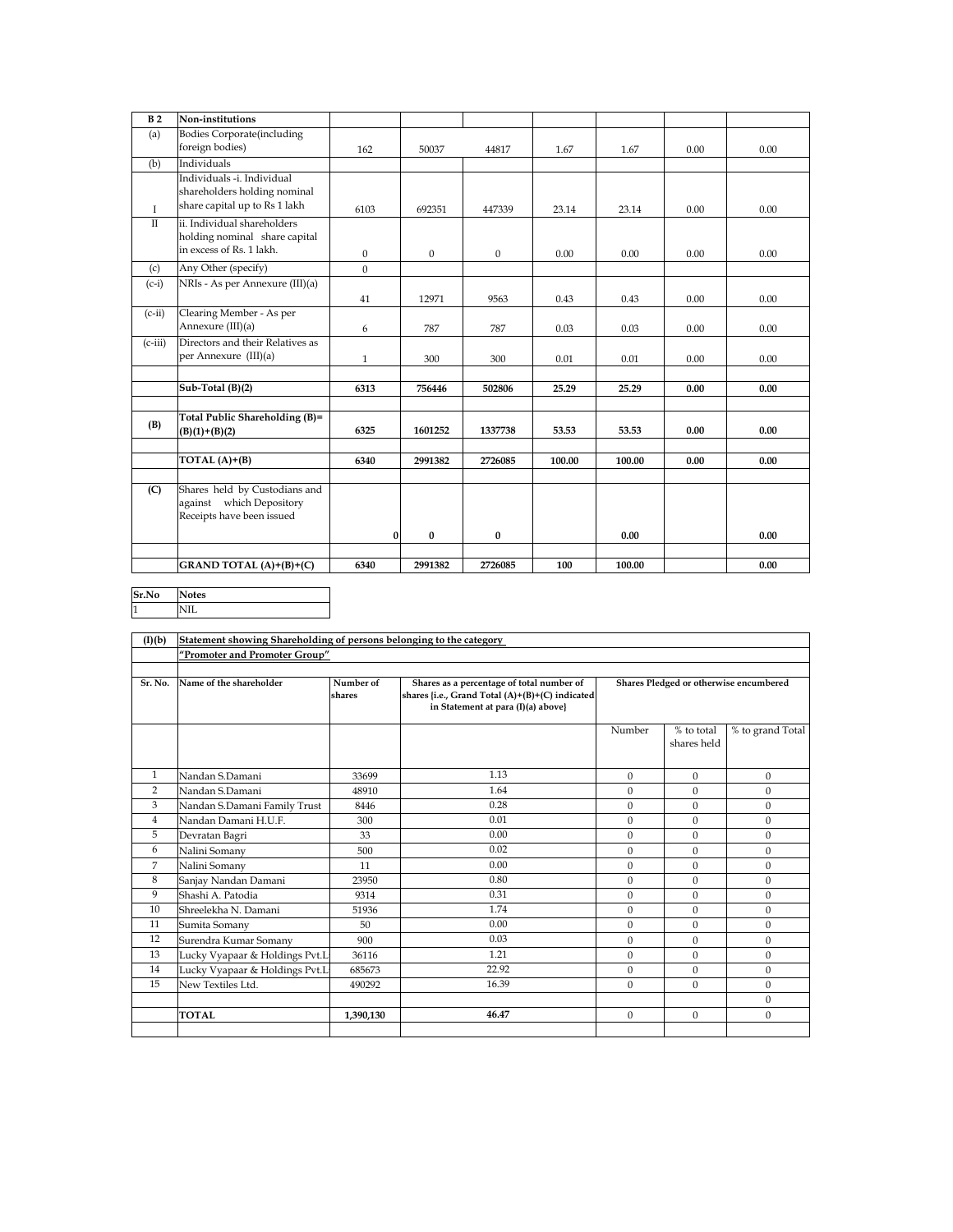| B 2 | Non-institutions | | | | | | | |
|---|---|---|---|---|---|---|---|---|
| (a) | Bodies Corporate(including foreign bodies) | 162 | 50037 | 44817 | 1.67 | 1.67 | 0.00 | 0.00 |
| (b) | Individuals | | | | | | | |
| I | Individuals -i. Individual shareholders holding nominal share capital up to Rs 1 lakh | 6103 | 692351 | 447339 | 23.14 | 23.14 | 0.00 | 0.00 |
| II | ii. Individual shareholders holding nominal share capital in excess of Rs. 1 lakh. | 0 | 0 | 0 | 0.00 | 0.00 | 0.00 | 0.00 |
| (c) | Any Other (specify) | 0 | | | | | | |
| (c-i) | NRIs - As per Annexure (III)(a) | 41 | 12971 | 9563 | 0.43 | 0.43 | 0.00 | 0.00 |
| (c-ii) | Clearing Member - As per Annexure (III)(a) | 6 | 787 | 787 | 0.03 | 0.03 | 0.00 | 0.00 |
| (c-iii) | Directors and their Relatives as per Annexure (III)(a) | 1 | 300 | 300 | 0.01 | 0.01 | 0.00 | 0.00 |
| | | | | | | | | |
| | **Sub-Total (B)(2)** | **6313** | **756446** | **502806** | **25.29** | **25.29** | **0.00** | **0.00** |
| | | | | | | | | |
| **(B)** | **Total Public Shareholding (B)= (B)(1)+(B)(2)** | **6325** | **1601252** | **1337738** | **53.53** | **53.53** | **0.00** | **0.00** |
| | | | | | | | | |
| | **TOTAL (A)+(B)** | **6340** | **2991382** | **2726085** | **100.00** | **100.00** | **0.00** | **0.00** |
| | | | | | | | | |
| **(C)** | Shares held by Custodians and against which Depository Receipts have been issued | **0** | **0** | **0** | | **0.00** | | **0.00** |
| | | | | | | | | |
| | **GRAND TOTAL (A)+(B)+(C)** | **6340** | **2991382** | **2726085** | **100** | **100.00** | | **0.00** |

| Sr.No | Notes |
|---|---|
| 1 | NIL |

| (I)(b) | Statement showing Shareholding of persons belonging to the category "Promoter and Promoter Group" | | | | | |
|---|---|---|---|---|---|---|
| Sr. No. | Name of the shareholder | Number of shares | Shares as a percentage of total number of shares {i.e., Grand Total (A)+(B)+(C) indicated in Statement at para (I)(a) above} | Shares Pledged or otherwise encumbered | | |
| | | | | Number | % to total shares held | % to grand Total |
| 1 | Nandan S.Damani | 33699 | 1.13 | 0 | 0 | 0 |
| 2 | Nandan S.Damani | 48910 | 1.64 | 0 | 0 | 0 |
| 3 | Nandan S.Damani Family Trust | 8446 | 0.28 | 0 | 0 | 0 |
| 4 | Nandan Damani H.U.F. | 300 | 0.01 | 0 | 0 | 0 |
| 5 | Devratan Bagri | 33 | 0.00 | 0 | 0 | 0 |
| 6 | Nalini Somany | 500 | 0.02 | 0 | 0 | 0 |
| 7 | Nalini Somany | 11 | 0.00 | 0 | 0 | 0 |
| 8 | Sanjay Nandan Damani | 23950 | 0.80 | 0 | 0 | 0 |
| 9 | Shashi A. Patodia | 9314 | 0.31 | 0 | 0 | 0 |
| 10 | Shreelekha N. Damani | 51936 | 1.74 | 0 | 0 | 0 |
| 11 | Sumita Somany | 50 | 0.00 | 0 | 0 | 0 |
| 12 | Surendra Kumar Somany | 900 | 0.03 | 0 | 0 | 0 |
| 13 | Lucky Vyapaar & Holdings Pvt.L | 36116 | 1.21 | 0 | 0 | 0 |
| 14 | Lucky Vyapaar & Holdings Pvt.L | 685673 | 22.92 | 0 | 0 | 0 |
| 15 | New Textiles Ltd. | 490292 | 16.39 | 0 | 0 | 0 |
| | | | | | | 0 |
| | **TOTAL** | **1,390,130** | **46.47** | 0 | 0 | 0 |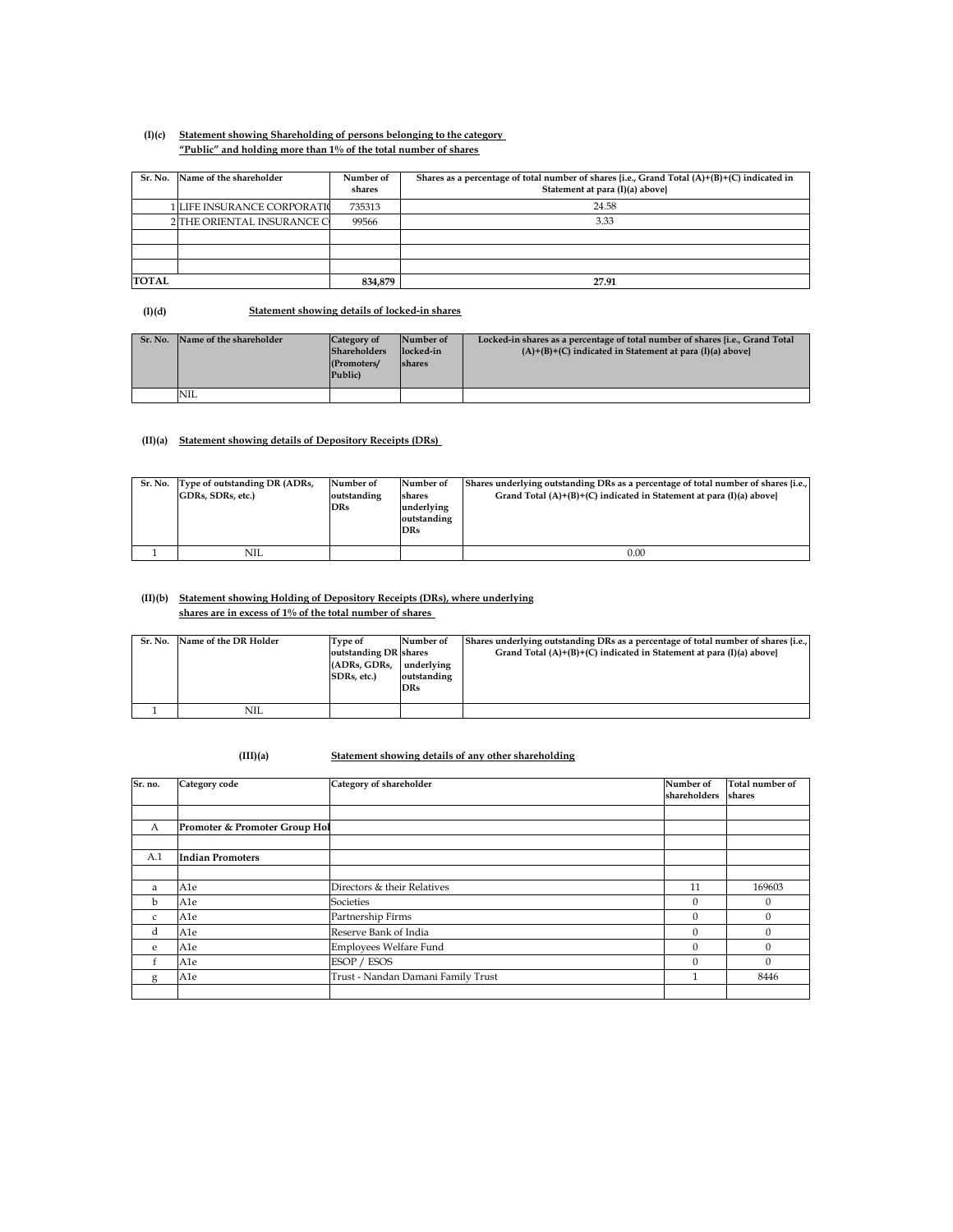**(I)(c)** **Statement showing Shareholding of persons belonging to the category "Public" and holding more than 1% of the total number of shares**

| Sr. No. | Name of the shareholder | Number of shares | Shares as a percentage of total number of shares {i.e., Grand Total (A)+(B)+(C) indicated in Statement at para (I)(a) above} |
|---|---|---|---|
| 1 | LIFE INSURANCE CORPORATI | 735313 | 24.58 |
| 2 | THE ORIENTAL INSURANCE C | 99566 | 3.33 |
| | | | |
| | | | |
| | | | |
| **TOTAL** | | **834,879** | **27.91** |

**(I)(d)** **Statement showing details of locked-in shares**

| Sr. No. | Name of the shareholder | Category of Shareholders (Promoters/ Public) | Number of locked-in shares | Locked-in shares as a percentage of total number of shares {i.e., Grand Total (A)+(B)+(C) indicated in Statement at para (I)(a) above} |
|---|---|---|---|---|
| | NIL | | | |

**(II)(a)** **Statement showing details of Depository Receipts (DRs)**

| Sr. No. | Type of outstanding DR (ADRs, GDRs, SDRs, etc.) | Number of outstanding DRs | Number of shares underlying outstanding DRs | Shares underlying outstanding DRs as a percentage of total number of shares {i.e., Grand Total (A)+(B)+(C) indicated in Statement at para (I)(a) above} |
|---|---|---|---|---|
| 1 | NIL | | | 0.00 |

**(II)(b)** **Statement showing Holding of Depository Receipts (DRs), where underlying shares are in excess of 1% of the total number of shares**

| Sr. No. | Name of the DR Holder | Type of outstanding DR (ADRs, GDRs, SDRs, etc.) | Number of shares underlying outstanding DRs | Shares underlying outstanding DRs as a percentage of total number of shares {i.e., Grand Total (A)+(B)+(C) indicated in Statement at para (I)(a) above} |
|---|---|---|---|---|
| 1 | NIL | | | |

**(III)(a)** **Statement showing details of any other shareholding**

| Sr. no. | Category code | Category of shareholder | Number of shareholders | Total number of shares |
|---|---|---|---|---|
| | | | | |
| A | **Promoter & Promoter Group Hol** | | | |
| | | | | |
| A.1 | **Indian Promoters** | | | |
| | | | | |
| a | A1e | Directors & their Relatives | 11 | 169603 |
| b | A1e | Societies | 0 | 0 |
| c | A1e | Partnership Firms | 0 | 0 |
| d | A1e | Reserve Bank of India | 0 | 0 |
| e | A1e | Employees Welfare Fund | 0 | 0 |
| f | A1e | ESOP / ESOS | 0 | 0 |
| g | A1e | Trust - Nandan Damani Family Trust | 1 | 8446 |
| | | | | |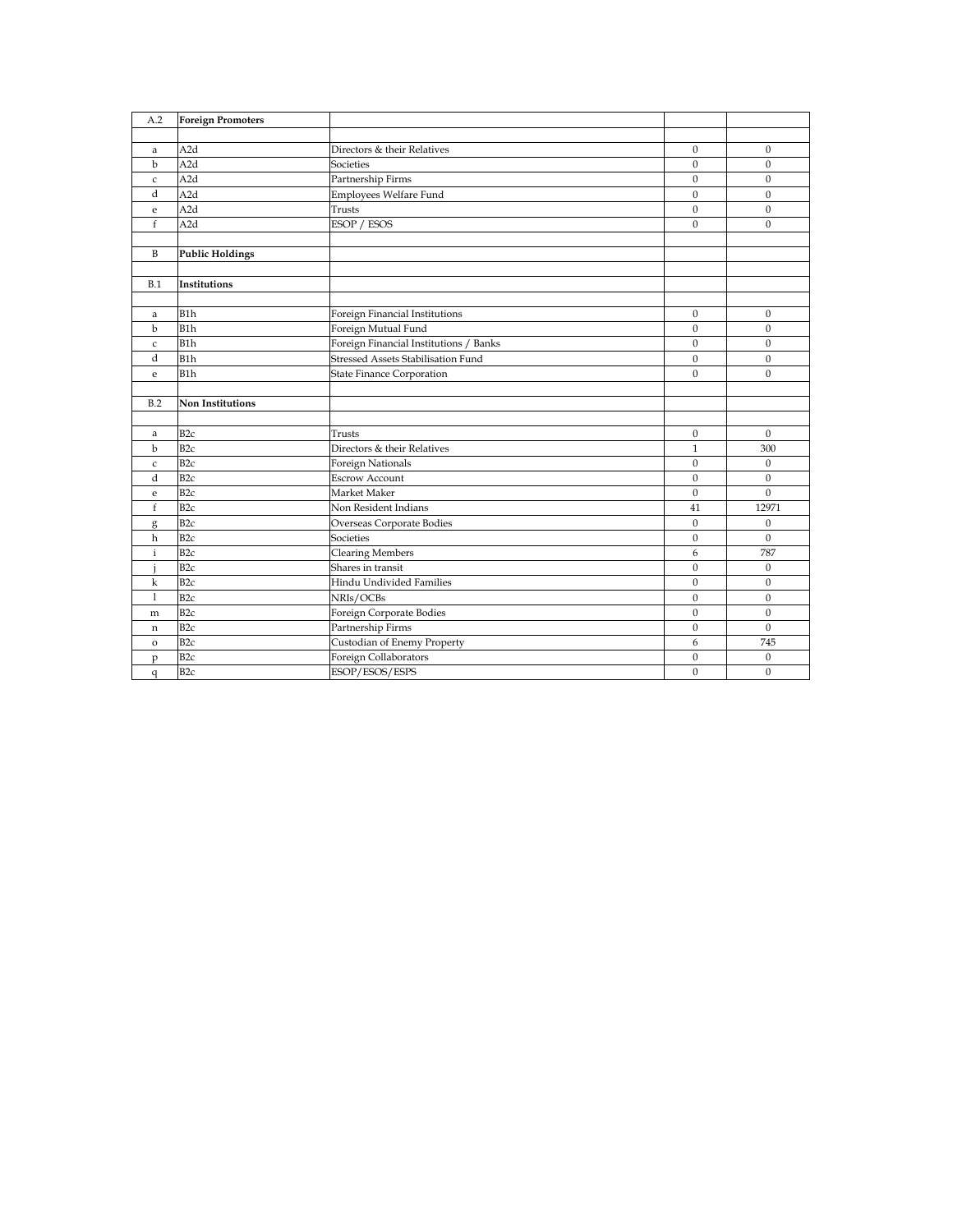| | | | | |
|---|---|---|---|---|
| A.2 | **Foreign Promoters** | | | |
| | | | | |
| a | A2d | Directors & their Relatives | 0 | 0 |
| b | A2d | Societies | 0 | 0 |
| c | A2d | Partnership Firms | 0 | 0 |
| d | A2d | Employees Welfare Fund | 0 | 0 |
| e | A2d | Trusts | 0 | 0 |
| f | A2d | ESOP / ESOS | 0 | 0 |
| | | | | |
| B | **Public Holdings** | | | |
| | | | | |
| B.1 | **Institutions** | | | |
| | | | | |
| a | B1h | Foreign Financial Institutions | 0 | 0 |
| b | B1h | Foreign Mutual Fund | 0 | 0 |
| c | B1h | Foreign Financial Institutions / Banks | 0 | 0 |
| d | B1h | Stressed Assets Stabilisation Fund | 0 | 0 |
| e | B1h | State Finance Corporation | 0 | 0 |
| | | | | |
| B.2 | **Non Institutions** | | | |
| | | | | |
| a | B2c | Trusts | 0 | 0 |
| b | B2c | Directors & their Relatives | 1 | 300 |
| c | B2c | Foreign Nationals | 0 | 0 |
| d | B2c | Escrow Account | 0 | 0 |
| e | B2c | Market Maker | 0 | 0 |
| f | B2c | Non Resident Indians | 41 | 12971 |
| g | B2c | Overseas Corporate Bodies | 0 | 0 |
| h | B2c | Societies | 0 | 0 |
| i | B2c | Clearing Members | 6 | 787 |
| j | B2c | Shares in transit | 0 | 0 |
| k | B2c | Hindu Undivided Families | 0 | 0 |
| l | B2c | NRIs/OCBs | 0 | 0 |
| m | B2c | Foreign Corporate Bodies | 0 | 0 |
| n | B2c | Partnership Firms | 0 | 0 |
| o | B2c | Custodian of Enemy Property | 6 | 745 |
| p | B2c | Foreign Collaborators | 0 | 0 |
| q | B2c | ESOP/ESOS/ESPS | 0 | 0 |